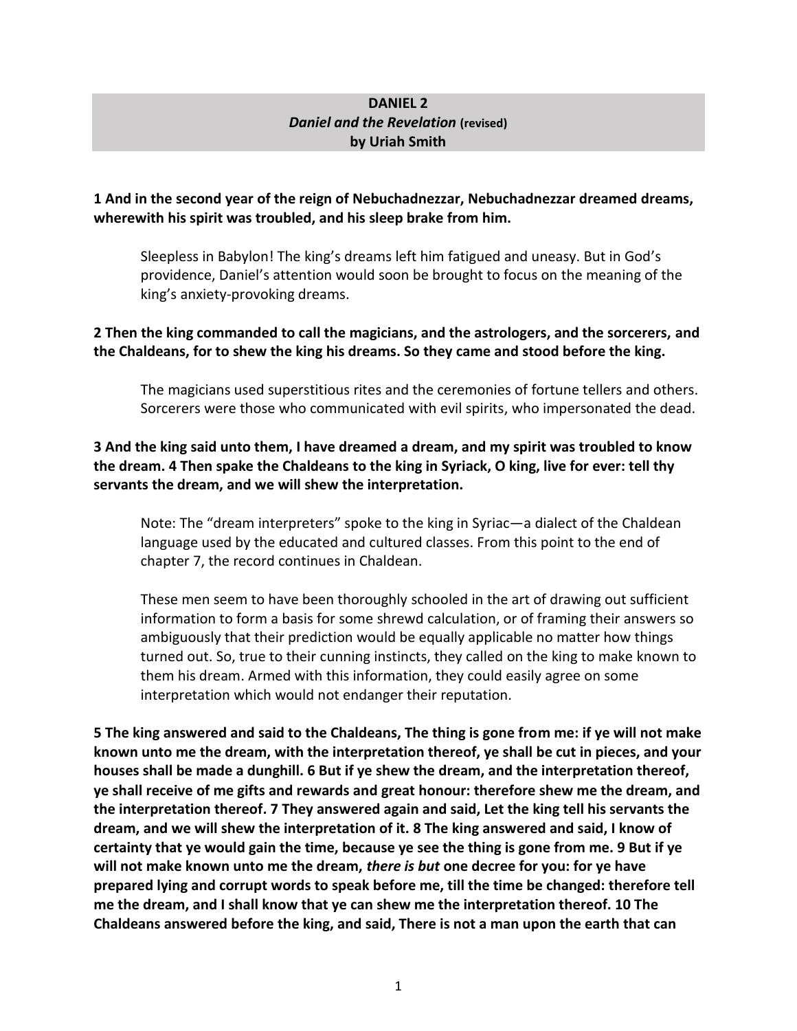# DANIEL 2
## *Daniel and the Revelation* (revised)
### by Uriah Smith

**1 And in the second year of the reign of Nebuchadnezzar, Nebuchadnezzar dreamed dreams, wherewith his spirit was troubled, and his sleep brake from him.**

Sleepless in Babylon! The king's dreams left him fatigued and uneasy. But in God's providence, Daniel's attention would soon be brought to focus on the meaning of the king's anxiety-provoking dreams.

**2 Then the king commanded to call the magicians, and the astrologers, and the sorcerers, and the Chaldeans, for to shew the king his dreams. So they came and stood before the king.**

The magicians used superstitious rites and the ceremonies of fortune tellers and others. Sorcerers were those who communicated with evil spirits, who impersonated the dead.

**3 And the king said unto them, I have dreamed a dream, and my spirit was troubled to know the dream. 4 Then spake the Chaldeans to the king in Syriack, O king, live for ever: tell thy servants the dream, and we will shew the interpretation.**

Note: The "dream interpreters" spoke to the king in Syriac—a dialect of the Chaldean language used by the educated and cultured classes. From this point to the end of chapter 7, the record continues in Chaldean.

These men seem to have been thoroughly schooled in the art of drawing out sufficient information to form a basis for some shrewd calculation, or of framing their answers so ambiguously that their prediction would be equally applicable no matter how things turned out. So, true to their cunning instincts, they called on the king to make known to them his dream. Armed with this information, they could easily agree on some interpretation which would not endanger their reputation.

**5 The king answered and said to the Chaldeans, The thing is gone from me: if ye will not make known unto me the dream, with the interpretation thereof, ye shall be cut in pieces, and your houses shall be made a dunghill. 6 But if ye shew the dream, and the interpretation thereof, ye shall receive of me gifts and rewards and great honour: therefore shew me the dream, and the interpretation thereof. 7 They answered again and said, Let the king tell his servants the dream, and we will shew the interpretation of it. 8 The king answered and said, I know of certainty that ye would gain the time, because ye see the thing is gone from me. 9 But if ye will not make known unto me the dream, *there is but* one decree for you: for ye have prepared lying and corrupt words to speak before me, till the time be changed: therefore tell me the dream, and I shall know that ye can shew me the interpretation thereof. 10 The Chaldeans answered before the king, and said, There is not a man upon the earth that can**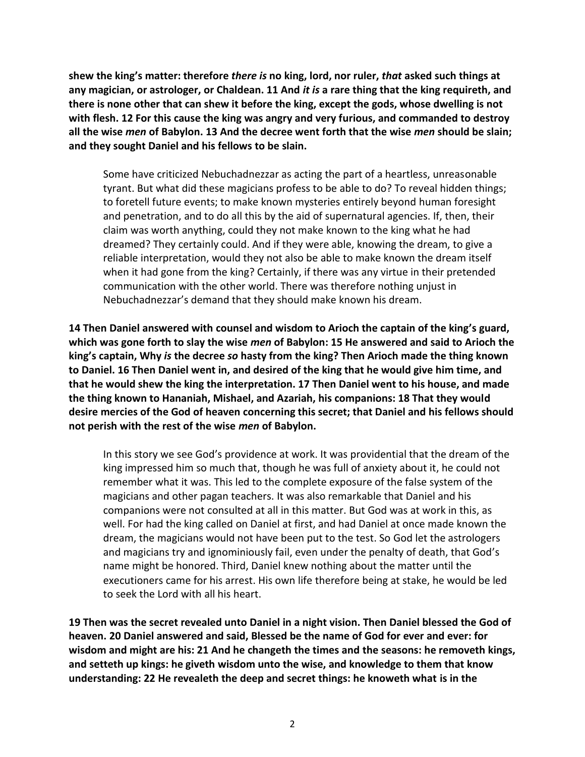**shew the king's matter: therefore *there is* no king, lord, nor ruler, *that* asked such things at any magician, or astrologer, or Chaldean. 11 And *it is* a rare thing that the king requireth, and there is none other that can shew it before the king, except the gods, whose dwelling is not with flesh. 12 For this cause the king was angry and very furious, and commanded to destroy all the wise *men* of Babylon. 13 And the decree went forth that the wise *men* should be slain; and they sought Daniel and his fellows to be slain.**

> Some have criticized Nebuchadnezzar as acting the part of a heartless, unreasonable tyrant. But what did these magicians profess to be able to do? To reveal hidden things; to foretell future events; to make known mysteries entirely beyond human foresight and penetration, and to do all this by the aid of supernatural agencies. If, then, their claim was worth anything, could they not make known to the king what he had dreamed? They certainly could. And if they were able, knowing the dream, to give a reliable interpretation, would they not also be able to make known the dream itself when it had gone from the king? Certainly, if there was any virtue in their pretended communication with the other world. There was therefore nothing unjust in Nebuchadnezzar's demand that they should make known his dream.

**14 Then Daniel answered with counsel and wisdom to Arioch the captain of the king's guard, which was gone forth to slay the wise *men* of Babylon: 15 He answered and said to Arioch the king's captain, Why *is* the decree *so* hasty from the king? Then Arioch made the thing known to Daniel. 16 Then Daniel went in, and desired of the king that he would give him time, and that he would shew the king the interpretation. 17 Then Daniel went to his house, and made the thing known to Hananiah, Mishael, and Azariah, his companions: 18 That they would desire mercies of the God of heaven concerning this secret; that Daniel and his fellows should not perish with the rest of the wise *men* of Babylon.**

> In this story we see God's providence at work. It was providential that the dream of the king impressed him so much that, though he was full of anxiety about it, he could not remember what it was. This led to the complete exposure of the false system of the magicians and other pagan teachers. It was also remarkable that Daniel and his companions were not consulted at all in this matter. But God was at work in this, as well. For had the king called on Daniel at first, and had Daniel at once made known the dream, the magicians would not have been put to the test. So God let the astrologers and magicians try and ignominiously fail, even under the penalty of death, that God's name might be honored. Third, Daniel knew nothing about the matter until the executioners came for his arrest. His own life therefore being at stake, he would be led to seek the Lord with all his heart.

**19 Then was the secret revealed unto Daniel in a night vision. Then Daniel blessed the God of heaven. 20 Daniel answered and said, Blessed be the name of God for ever and ever: for wisdom and might are his: 21 And he changeth the times and the seasons: he removeth kings, and setteth up kings: he giveth wisdom unto the wise, and knowledge to them that know understanding: 22 He revealeth the deep and secret things: he knoweth what is in the**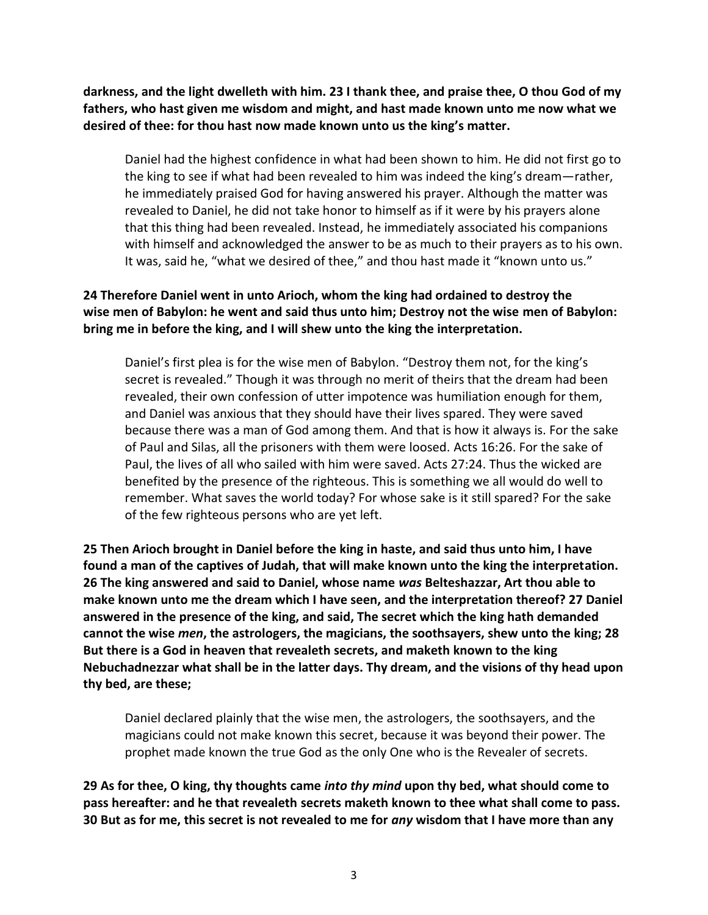**darkness, and the light dwelleth with him. 23 I thank thee, and praise thee, O thou God of my fathers, who hast given me wisdom and might, and hast made known unto me now what we desired of thee: for thou hast now made known unto us the king's matter.**

> Daniel had the highest confidence in what had been shown to him. He did not first go to the king to see if what had been revealed to him was indeed the king's dream—rather, he immediately praised God for having answered his prayer. Although the matter was revealed to Daniel, he did not take honor to himself as if it were by his prayers alone that this thing had been revealed. Instead, he immediately associated his companions with himself and acknowledged the answer to be as much to their prayers as to his own. It was, said he, "what we desired of thee," and thou hast made it "known unto us."

**24 Therefore Daniel went in unto Arioch, whom the king had ordained to destroy the wise men of Babylon: he went and said thus unto him; Destroy not the wise men of Babylon: bring me in before the king, and I will shew unto the king the interpretation.**

> Daniel's first plea is for the wise men of Babylon. "Destroy them not, for the king's secret is revealed." Though it was through no merit of theirs that the dream had been revealed, their own confession of utter impotence was humiliation enough for them, and Daniel was anxious that they should have their lives spared. They were saved because there was a man of God among them. And that is how it always is. For the sake of Paul and Silas, all the prisoners with them were loosed. Acts 16:26. For the sake of Paul, the lives of all who sailed with him were saved. Acts 27:24. Thus the wicked are benefited by the presence of the righteous. This is something we all would do well to remember. What saves the world today? For whose sake is it still spared? For the sake of the few righteous persons who are yet left.

**25 Then Arioch brought in Daniel before the king in haste, and said thus unto him, I have found a man of the captives of Judah, that will make known unto the king the interpretation. 26 The king answered and said to Daniel, whose name *was* Belteshazzar, Art thou able to make known unto me the dream which I have seen, and the interpretation thereof? 27 Daniel answered in the presence of the king, and said, The secret which the king hath demanded cannot the wise *men*, the astrologers, the magicians, the soothsayers, shew unto the king; 28 But there is a God in heaven that revealeth secrets, and maketh known to the king Nebuchadnezzar what shall be in the latter days. Thy dream, and the visions of thy head upon thy bed, are these;**

> Daniel declared plainly that the wise men, the astrologers, the soothsayers, and the magicians could not make known this secret, because it was beyond their power. The prophet made known the true God as the only One who is the Revealer of secrets.

**29 As for thee, O king, thy thoughts came *into thy mind* upon thy bed, what should come to pass hereafter: and he that revealeth secrets maketh known to thee what shall come to pass. 30 But as for me, this secret is not revealed to me for *any* wisdom that I have more than any**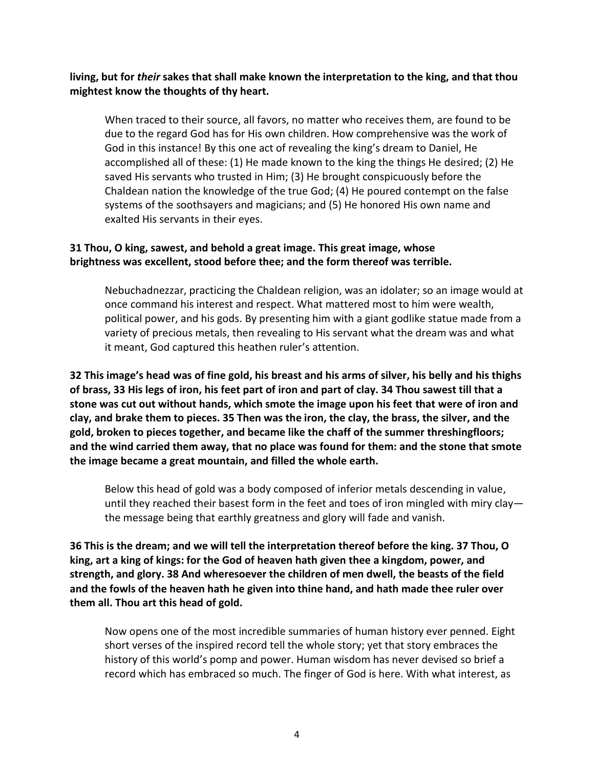**living, but for *their* sakes that shall make known the interpretation to the king, and that thou mightest know the thoughts of thy heart.**

When traced to their source, all favors, no matter who receives them, are found to be due to the regard God has for His own children. How comprehensive was the work of God in this instance! By this one act of revealing the king's dream to Daniel, He accomplished all of these: (1) He made known to the king the things He desired; (2) He saved His servants who trusted in Him; (3) He brought conspicuously before the Chaldean nation the knowledge of the true God; (4) He poured contempt on the false systems of the soothsayers and magicians; and (5) He honored His own name and exalted His servants in their eyes.

**31 Thou, O king, sawest, and behold a great image. This great image, whose brightness was excellent, stood before thee; and the form thereof was terrible.**

Nebuchadnezzar, practicing the Chaldean religion, was an idolater; so an image would at once command his interest and respect. What mattered most to him were wealth, political power, and his gods. By presenting him with a giant godlike statue made from a variety of precious metals, then revealing to His servant what the dream was and what it meant, God captured this heathen ruler's attention.

**32 This image's head was of fine gold, his breast and his arms of silver, his belly and his thighs of brass, 33 His legs of iron, his feet part of iron and part of clay. 34 Thou sawest till that a stone was cut out without hands, which smote the image upon his feet that were of iron and clay, and brake them to pieces. 35 Then was the iron, the clay, the brass, the silver, and the gold, broken to pieces together, and became like the chaff of the summer threshingfloors; and the wind carried them away, that no place was found for them: and the stone that smote the image became a great mountain, and filled the whole earth.**

Below this head of gold was a body composed of inferior metals descending in value, until they reached their basest form in the feet and toes of iron mingled with miry clay—the message being that earthly greatness and glory will fade and vanish.

**36 This is the dream; and we will tell the interpretation thereof before the king. 37 Thou, O king, art a king of kings: for the God of heaven hath given thee a kingdom, power, and strength, and glory. 38 And wheresoever the children of men dwell, the beasts of the field and the fowls of the heaven hath he given into thine hand, and hath made thee ruler over them all. Thou art this head of gold.**

Now opens one of the most incredible summaries of human history ever penned. Eight short verses of the inspired record tell the whole story; yet that story embraces the history of this world's pomp and power. Human wisdom has never devised so brief a record which has embraced so much. The finger of God is here. With what interest, as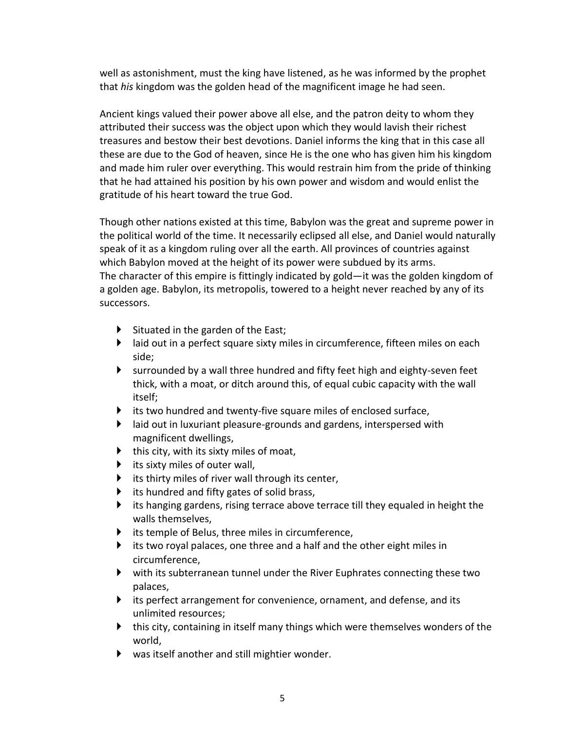well as astonishment, must the king have listened, as he was informed by the prophet that *his* kingdom was the golden head of the magnificent image he had seen.

Ancient kings valued their power above all else, and the patron deity to whom they attributed their success was the object upon which they would lavish their richest treasures and bestow their best devotions. Daniel informs the king that in this case all these are due to the God of heaven, since He is the one who has given him his kingdom and made him ruler over everything. This would restrain him from the pride of thinking that he had attained his position by his own power and wisdom and would enlist the gratitude of his heart toward the true God.

Though other nations existed at this time, Babylon was the great and supreme power in the political world of the time. It necessarily eclipsed all else, and Daniel would naturally speak of it as a kingdom ruling over all the earth. All provinces of countries against which Babylon moved at the height of its power were subdued by its arms.
The character of this empire is fittingly indicated by gold—it was the golden kingdom of a golden age. Babylon, its metropolis, towered to a height never reached by any of its successors.

- Situated in the garden of the East;
- laid out in a perfect square sixty miles in circumference, fifteen miles on each side;
- surrounded by a wall three hundred and fifty feet high and eighty-seven feet thick, with a moat, or ditch around this, of equal cubic capacity with the wall itself;
- its two hundred and twenty-five square miles of enclosed surface,
- laid out in luxuriant pleasure-grounds and gardens, interspersed with magnificent dwellings,
- this city, with its sixty miles of moat,
- its sixty miles of outer wall,
- its thirty miles of river wall through its center,
- its hundred and fifty gates of solid brass,
- its hanging gardens, rising terrace above terrace till they equaled in height the walls themselves,
- its temple of Belus, three miles in circumference,
- its two royal palaces, one three and a half and the other eight miles in circumference,
- with its subterranean tunnel under the River Euphrates connecting these two palaces,
- its perfect arrangement for convenience, ornament, and defense, and its unlimited resources;
- this city, containing in itself many things which were themselves wonders of the world,
- was itself another and still mightier wonder.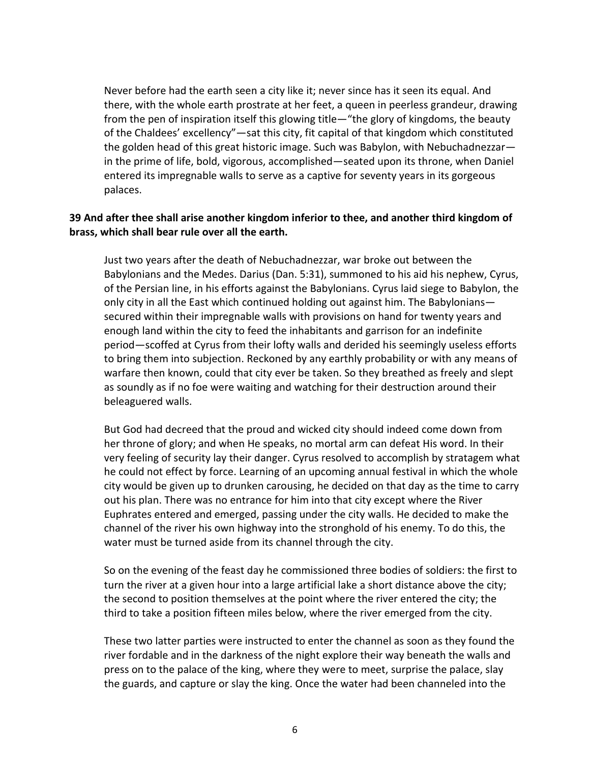Never before had the earth seen a city like it; never since has it seen its equal. And there, with the whole earth prostrate at her feet, a queen in peerless grandeur, drawing from the pen of inspiration itself this glowing title—"the glory of kingdoms, the beauty of the Chaldees' excellency"—sat this city, fit capital of that kingdom which constituted the golden head of this great historic image. Such was Babylon, with Nebuchadnezzar—in the prime of life, bold, vigorous, accomplished—seated upon its throne, when Daniel entered its impregnable walls to serve as a captive for seventy years in its gorgeous palaces.

**39 And after thee shall arise another kingdom inferior to thee, and another third kingdom of brass, which shall bear rule over all the earth.**

Just two years after the death of Nebuchadnezzar, war broke out between the Babylonians and the Medes. Darius (Dan. 5:31), summoned to his aid his nephew, Cyrus, of the Persian line, in his efforts against the Babylonians. Cyrus laid siege to Babylon, the only city in all the East which continued holding out against him. The Babylonians—secured within their impregnable walls with provisions on hand for twenty years and enough land within the city to feed the inhabitants and garrison for an indefinite period—scoffed at Cyrus from their lofty walls and derided his seemingly useless efforts to bring them into subjection. Reckoned by any earthly probability or with any means of warfare then known, could that city ever be taken. So they breathed as freely and slept as soundly as if no foe were waiting and watching for their destruction around their beleaguered walls.

But God had decreed that the proud and wicked city should indeed come down from her throne of glory; and when He speaks, no mortal arm can defeat His word. In their very feeling of security lay their danger. Cyrus resolved to accomplish by stratagem what he could not effect by force. Learning of an upcoming annual festival in which the whole city would be given up to drunken carousing, he decided on that day as the time to carry out his plan. There was no entrance for him into that city except where the River Euphrates entered and emerged, passing under the city walls. He decided to make the channel of the river his own highway into the stronghold of his enemy. To do this, the water must be turned aside from its channel through the city.

So on the evening of the feast day he commissioned three bodies of soldiers: the first to turn the river at a given hour into a large artificial lake a short distance above the city; the second to position themselves at the point where the river entered the city; the third to take a position fifteen miles below, where the river emerged from the city.

These two latter parties were instructed to enter the channel as soon as they found the river fordable and in the darkness of the night explore their way beneath the walls and press on to the palace of the king, where they were to meet, surprise the palace, slay the guards, and capture or slay the king. Once the water had been channeled into the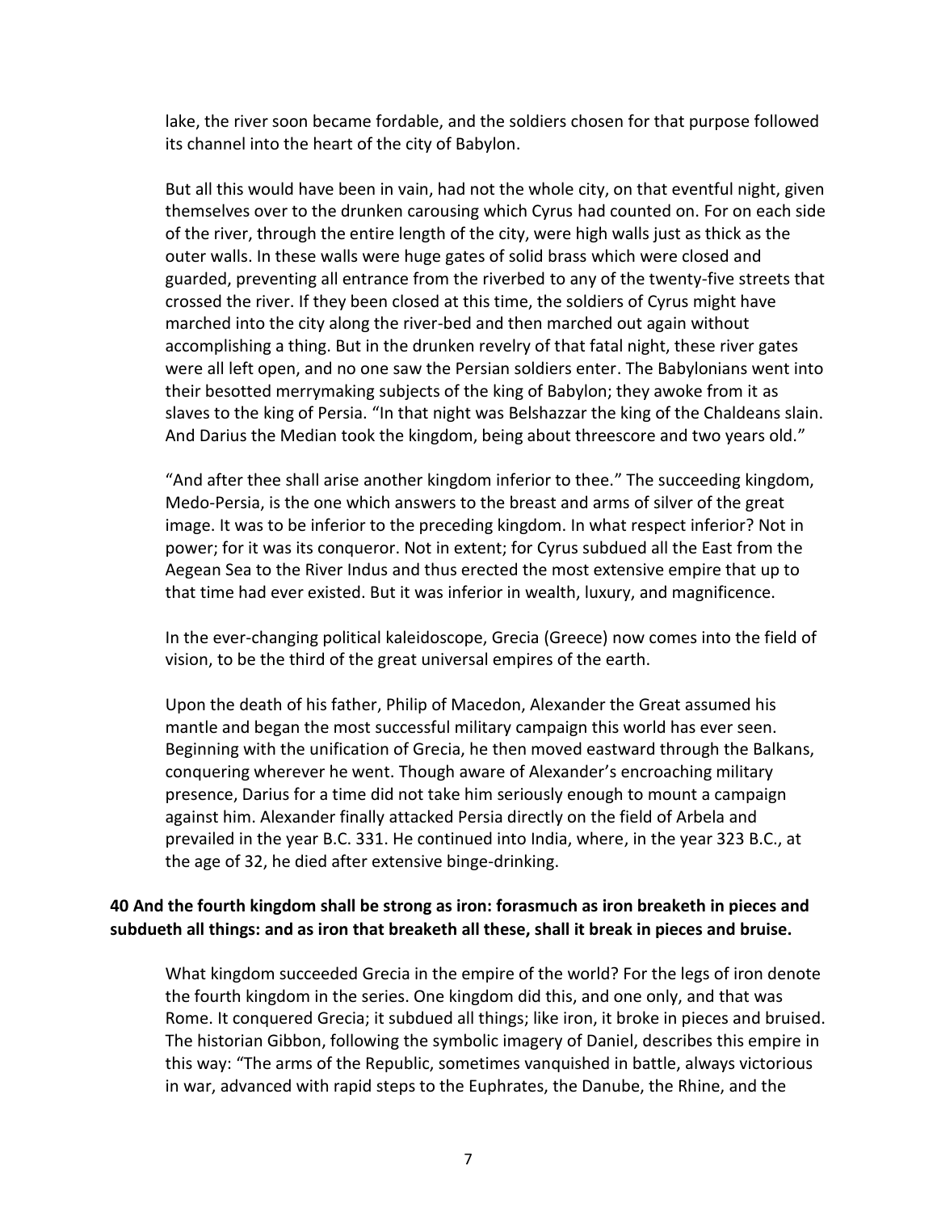lake, the river soon became fordable, and the soldiers chosen for that purpose followed its channel into the heart of the city of Babylon.

But all this would have been in vain, had not the whole city, on that eventful night, given themselves over to the drunken carousing which Cyrus had counted on. For on each side of the river, through the entire length of the city, were high walls just as thick as the outer walls. In these walls were huge gates of solid brass which were closed and guarded, preventing all entrance from the riverbed to any of the twenty-five streets that crossed the river. If they been closed at this time, the soldiers of Cyrus might have marched into the city along the river-bed and then marched out again without accomplishing a thing. But in the drunken revelry of that fatal night, these river gates were all left open, and no one saw the Persian soldiers enter. The Babylonians went into their besotted merrymaking subjects of the king of Babylon; they awoke from it as slaves to the king of Persia. “In that night was Belshazzar the king of the Chaldeans slain. And Darius the Median took the kingdom, being about threescore and two years old.”

“And after thee shall arise another kingdom inferior to thee.” The succeeding kingdom, Medo-Persia, is the one which answers to the breast and arms of silver of the great image. It was to be inferior to the preceding kingdom. In what respect inferior? Not in power; for it was its conqueror. Not in extent; for Cyrus subdued all the East from the Aegean Sea to the River Indus and thus erected the most extensive empire that up to that time had ever existed. But it was inferior in wealth, luxury, and magnificence.

In the ever-changing political kaleidoscope, Grecia (Greece) now comes into the field of vision, to be the third of the great universal empires of the earth.

Upon the death of his father, Philip of Macedon, Alexander the Great assumed his mantle and began the most successful military campaign this world has ever seen. Beginning with the unification of Grecia, he then moved eastward through the Balkans, conquering wherever he went. Though aware of Alexander’s encroaching military presence, Darius for a time did not take him seriously enough to mount a campaign against him. Alexander finally attacked Persia directly on the field of Arbela and prevailed in the year B.C. 331. He continued into India, where, in the year 323 B.C., at the age of 32, he died after extensive binge-drinking.

**40 And the fourth kingdom shall be strong as iron: forasmuch as iron breaketh in pieces and subdueth all things: and as iron that breaketh all these, shall it break in pieces and bruise.**

What kingdom succeeded Grecia in the empire of the world? For the legs of iron denote the fourth kingdom in the series. One kingdom did this, and one only, and that was Rome. It conquered Grecia; it subdued all things; like iron, it broke in pieces and bruised. The historian Gibbon, following the symbolic imagery of Daniel, describes this empire in this way: “The arms of the Republic, sometimes vanquished in battle, always victorious in war, advanced with rapid steps to the Euphrates, the Danube, the Rhine, and the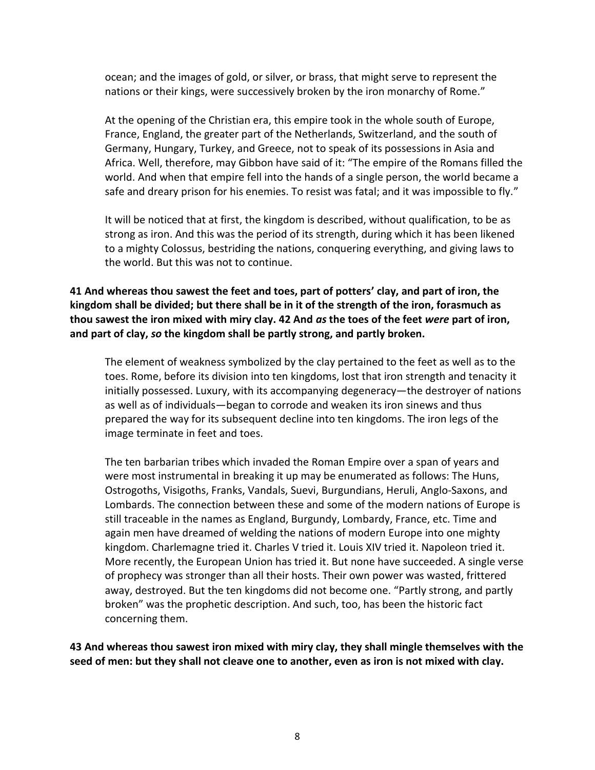ocean; and the images of gold, or silver, or brass, that might serve to represent the nations or their kings, were successively broken by the iron monarchy of Rome."

At the opening of the Christian era, this empire took in the whole south of Europe, France, England, the greater part of the Netherlands, Switzerland, and the south of Germany, Hungary, Turkey, and Greece, not to speak of its possessions in Asia and Africa. Well, therefore, may Gibbon have said of it: "The empire of the Romans filled the world. And when that empire fell into the hands of a single person, the world became a safe and dreary prison for his enemies. To resist was fatal; and it was impossible to fly."

It will be noticed that at first, the kingdom is described, without qualification, to be as strong as iron. And this was the period of its strength, during which it has been likened to a mighty Colossus, bestriding the nations, conquering everything, and giving laws to the world. But this was not to continue.

**41 And whereas thou sawest the feet and toes, part of potters' clay, and part of iron, the kingdom shall be divided; but there shall be in it of the strength of the iron, forasmuch as thou sawest the iron mixed with miry clay. 42 And *as* the toes of the feet *were* part of iron, and part of clay, *so* the kingdom shall be partly strong, and partly broken.**

The element of weakness symbolized by the clay pertained to the feet as well as to the toes. Rome, before its division into ten kingdoms, lost that iron strength and tenacity it initially possessed. Luxury, with its accompanying degeneracy—the destroyer of nations as well as of individuals—began to corrode and weaken its iron sinews and thus prepared the way for its subsequent decline into ten kingdoms. The iron legs of the image terminate in feet and toes.

The ten barbarian tribes which invaded the Roman Empire over a span of years and were most instrumental in breaking it up may be enumerated as follows: The Huns, Ostrogoths, Visigoths, Franks, Vandals, Suevi, Burgundians, Heruli, Anglo-Saxons, and Lombards. The connection between these and some of the modern nations of Europe is still traceable in the names as England, Burgundy, Lombardy, France, etc. Time and again men have dreamed of welding the nations of modern Europe into one mighty kingdom. Charlemagne tried it. Charles V tried it. Louis XIV tried it. Napoleon tried it. More recently, the European Union has tried it. But none have succeeded. A single verse of prophecy was stronger than all their hosts. Their own power was wasted, frittered away, destroyed. But the ten kingdoms did not become one. "Partly strong, and partly broken" was the prophetic description. And such, too, has been the historic fact concerning them.

**43 And whereas thou sawest iron mixed with miry clay, they shall mingle themselves with the seed of men: but they shall not cleave one to another, even as iron is not mixed with clay.**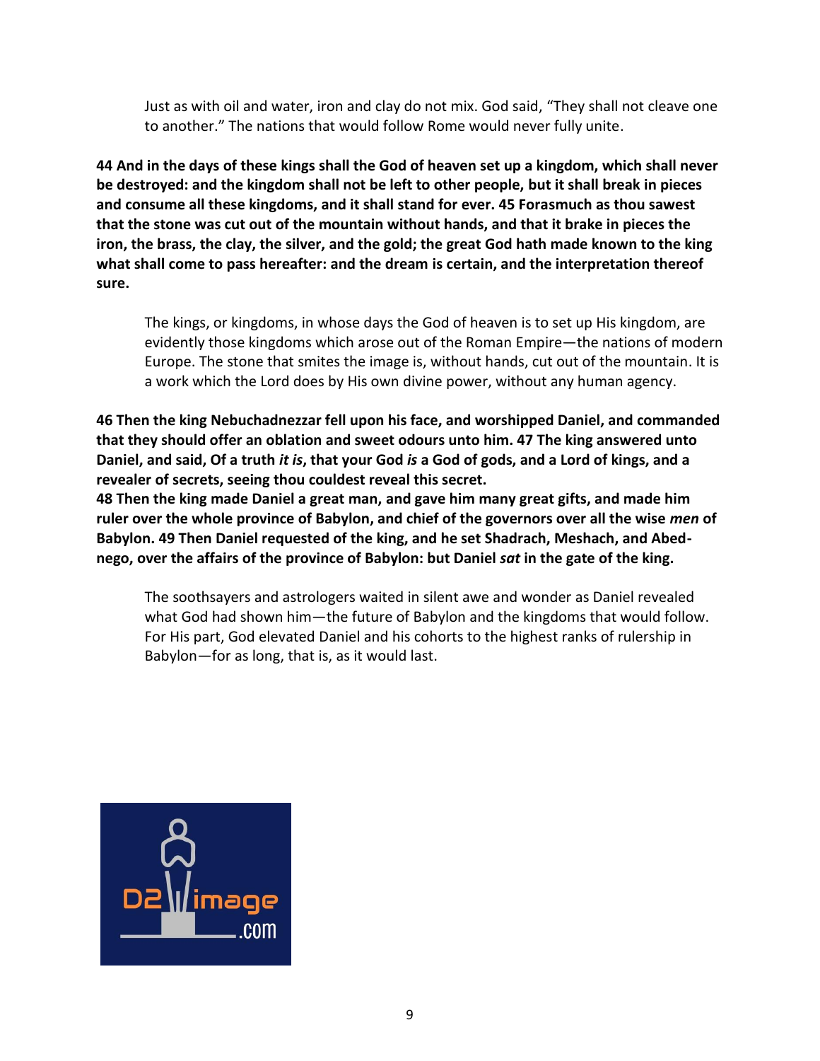Just as with oil and water, iron and clay do not mix. God said, "They shall not cleave one to another." The nations that would follow Rome would never fully unite.

**44 And in the days of these kings shall the God of heaven set up a kingdom, which shall never be destroyed: and the kingdom shall not be left to other people, but it shall break in pieces and consume all these kingdoms, and it shall stand for ever. 45 Forasmuch as thou sawest that the stone was cut out of the mountain without hands, and that it brake in pieces the iron, the brass, the clay, the silver, and the gold; the great God hath made known to the king what shall come to pass hereafter: and the dream is certain, and the interpretation thereof sure.**

The kings, or kingdoms, in whose days the God of heaven is to set up His kingdom, are evidently those kingdoms which arose out of the Roman Empire—the nations of modern Europe. The stone that smites the image is, without hands, cut out of the mountain. It is a work which the Lord does by His own divine power, without any human agency.

**46 Then the king Nebuchadnezzar fell upon his face, and worshipped Daniel, and commanded that they should offer an oblation and sweet odours unto him. 47 The king answered unto Daniel, and said, Of a truth *it is*, that your God *is* a God of gods, and a Lord of kings, and a revealer of secrets, seeing thou couldest reveal this secret.**
**48 Then the king made Daniel a great man, and gave him many great gifts, and made him ruler over the whole province of Babylon, and chief of the governors over all the wise *men* of Babylon. 49 Then Daniel requested of the king, and he set Shadrach, Meshach, and Abed-nego, over the affairs of the province of Babylon: but Daniel *sat* in the gate of the king.**

The soothsayers and astrologers waited in silent awe and wonder as Daniel revealed what God had shown him—the future of Babylon and the kingdoms that would follow. For His part, God elevated Daniel and his cohorts to the highest ranks of rulership in Babylon—for as long, that is, as it would last.

D2 image .com